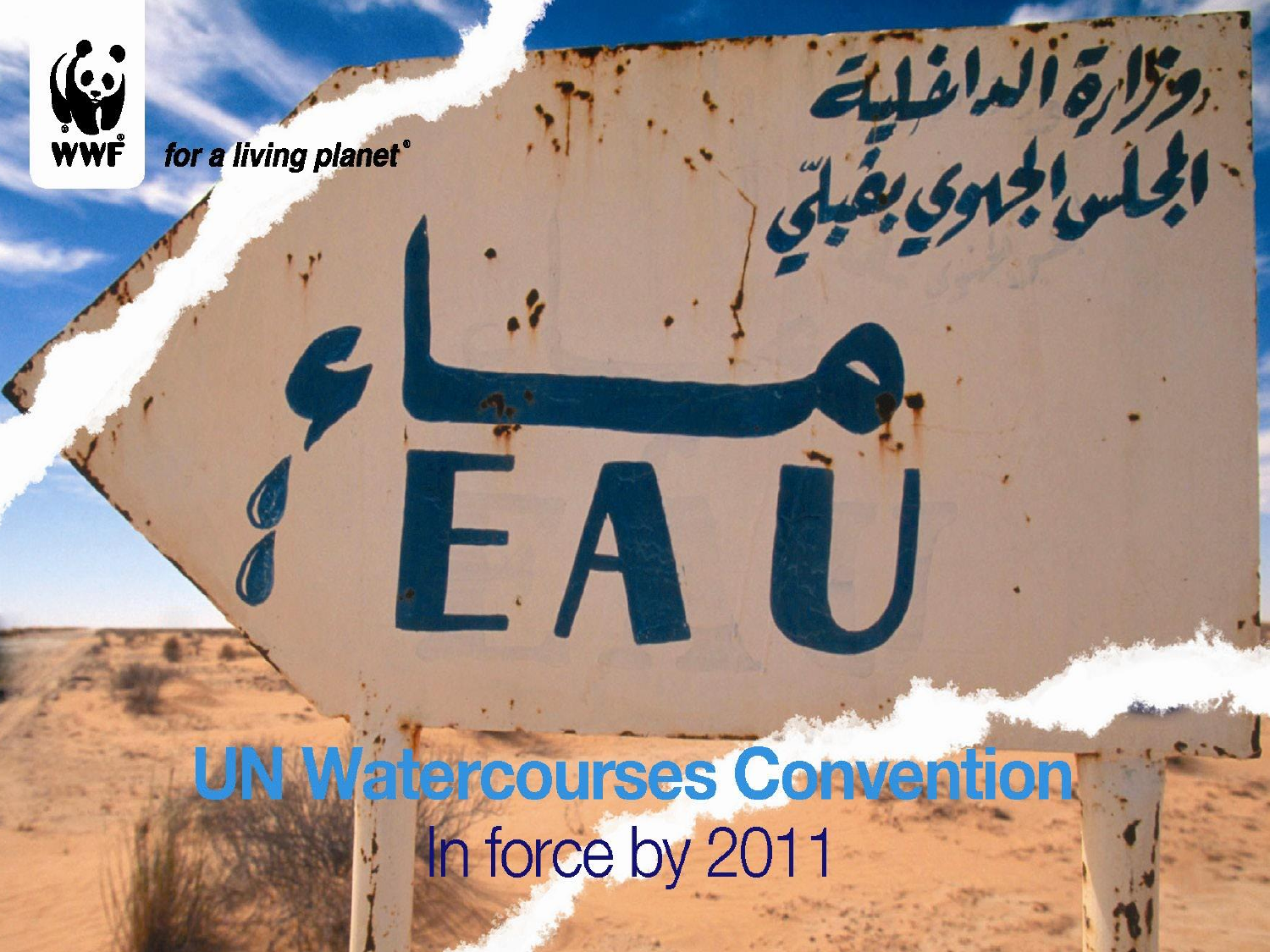WWF

*for a living planet*®

# UN Watercourses Convention

## In force by 2011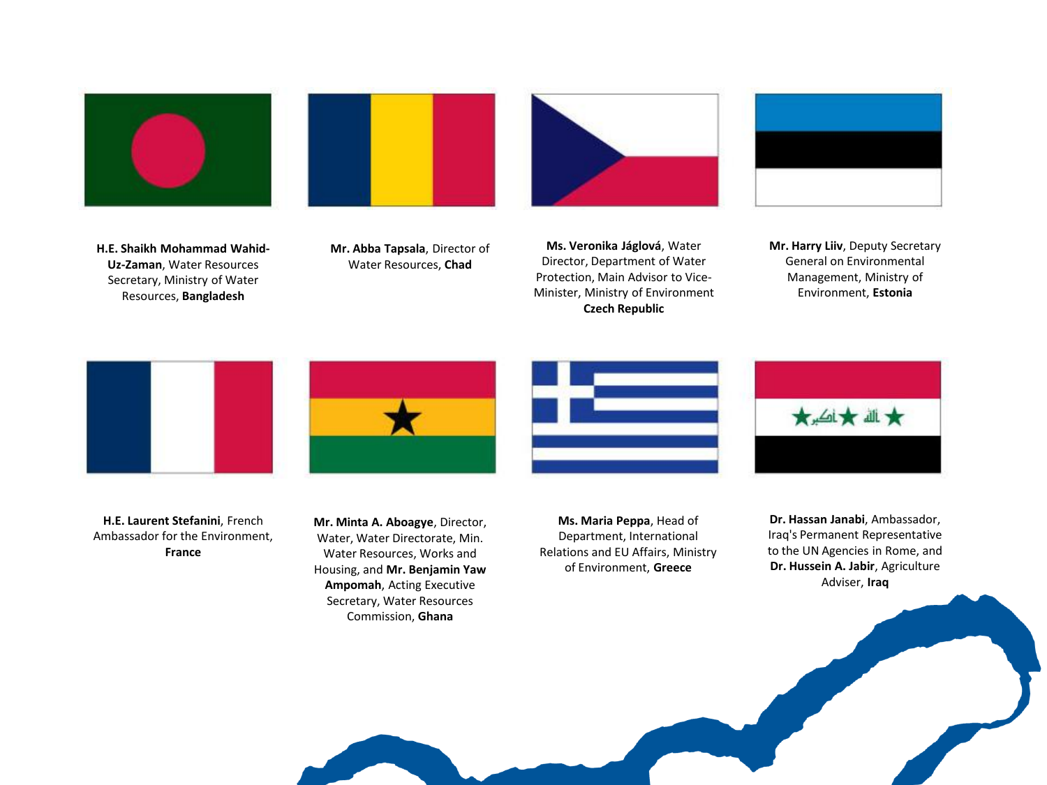**H.E. Shaikh Mohammad Wahid-Uz-Zaman**, Water Resources Secretary, Ministry of Water Resources, **Bangladesh**

**Mr. Abba Tapsala**, Director of Water Resources, **Chad**

**Ms. Veronika Jáglová**, Water Director, Department of Water Protection, Main Advisor to Vice-Minister, Ministry of Environment **Czech Republic**

**Mr. Harry Liiv**, Deputy Secretary General on Environmental Management, Ministry of Environment, **Estonia**

**H.E. Laurent Stefanini**, French Ambassador for the Environment, **France**

**Mr. Minta A. Aboagye**, Director, Water, Water Directorate, Min. Water Resources, Works and Housing, and **Mr. Benjamin Yaw Ampomah**, Acting Executive Secretary, Water Resources Commission, **Ghana**

**Ms. Maria Peppa**, Head of Department, International Relations and EU Affairs, Ministry of Environment, **Greece**

**Dr. Hassan Janabi**, Ambassador, Iraq's Permanent Representative to the UN Agencies in Rome, and **Dr. Hussein A. Jabir**, Agriculture Adviser, **Iraq**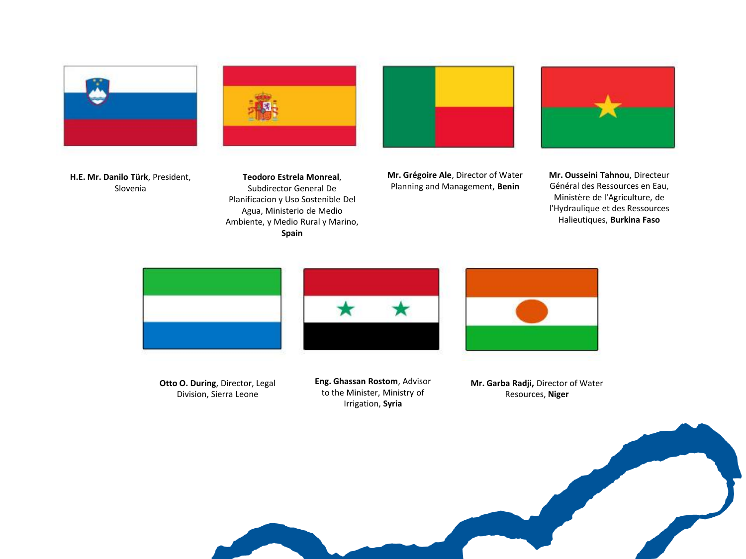**H.E. Mr. Danilo Türk**, President, Slovenia

**Teodoro Estrela Monreal**, Subdirector General De Planificacion y Uso Sostenible Del Agua, Ministerio de Medio Ambiente, y Medio Rural y Marino, **Spain**

**Mr. Grégoire Ale**, Director of Water Planning and Management, **Benin**

**Mr. Ousseini Tahnou**, Directeur Général des Ressources en Eau, Ministère de l'Agriculture, de l'Hydraulique et des Ressources Halieutiques, **Burkina Faso**

**Otto O. During**, Director, Legal Division, Sierra Leone

**Eng. Ghassan Rostom**, Advisor to the Minister, Ministry of Irrigation, **Syria**

**Mr. Garba Radji,** Director of Water Resources, **Niger**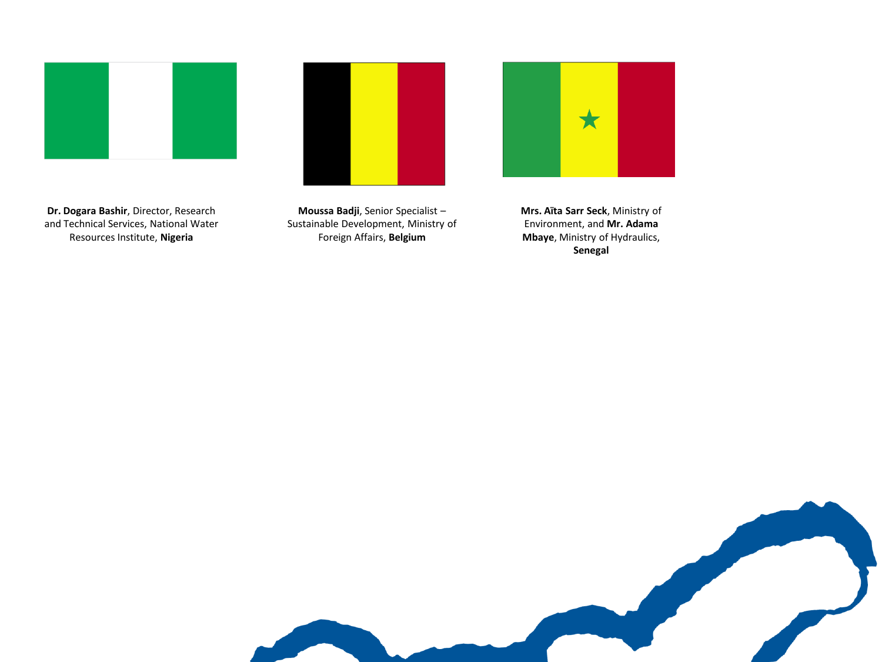**Dr. Dogara Bashir**, Director, Research and Technical Services, National Water Resources Institute, **Nigeria**

**Moussa Badji**, Senior Specialist – Sustainable Development, Ministry of Foreign Affairs, **Belgium**

**Mrs. Aïta Sarr Seck**, Ministry of Environment, and **Mr. Adama Mbaye**, Ministry of Hydraulics, **Senegal**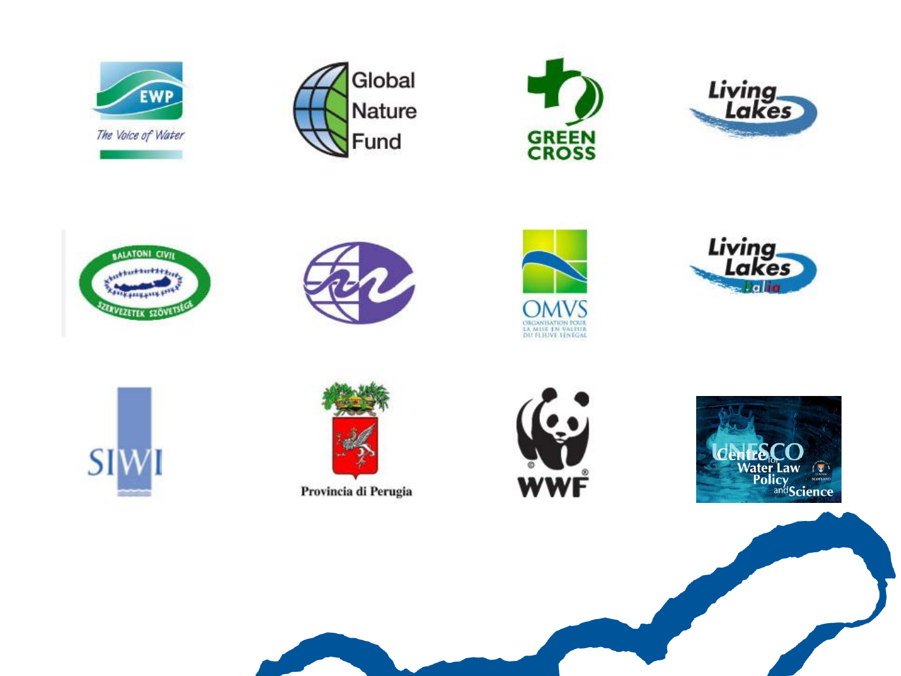EWP

The Voice of Water

Global Nature Fund

GREEN CROSS

Living Lakes

BALATONI CIVIL SZERVEZETEK SZÖVETSÉGE

OMVS

ORGANISATION POUR LA MISE EN VALEUR DU FLEUVE SÉNÉGAL

Living Lakes Italia

SIWI

Provincia di Perugia

WWF

UNESCO Centre for Water Law Policy and Science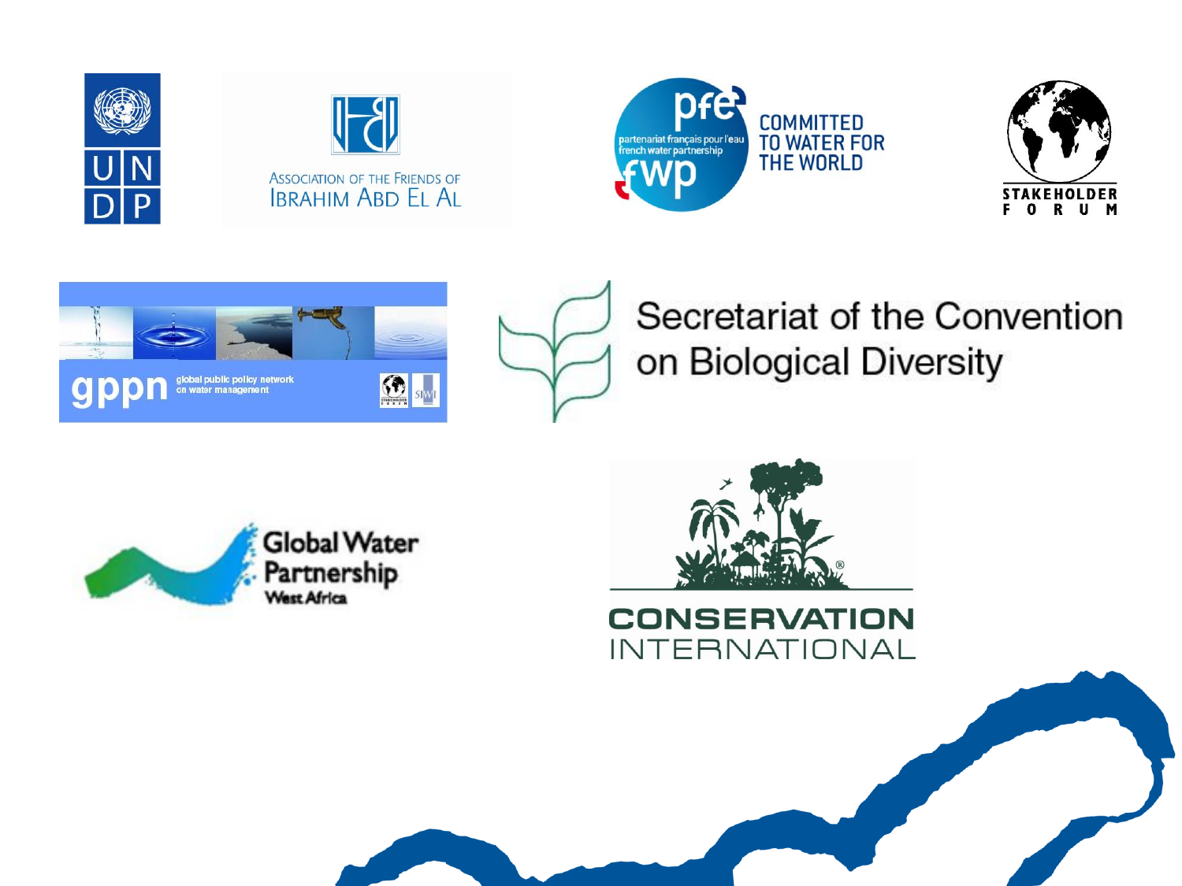UNDP

Association of the Friends of Ibrahim Abd El Al

pfe
partenariat français pour l'eau
french water partnership
fwp

COMMITTED TO WATER FOR THE WORLD

STAKEHOLDER FORUM

gppn global public policy network on water management

Secretariat of the Convention on Biological Diversity

Global Water Partnership West Africa

CONSERVATION INTERNATIONAL